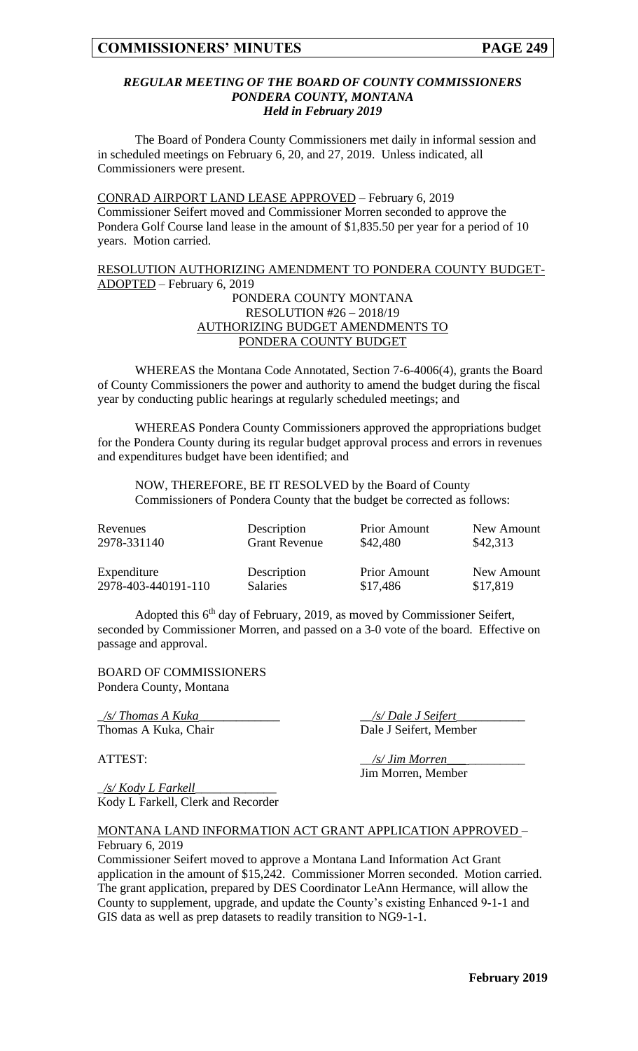***REGULAR MEETING OF THE BOARD OF COUNTY COMMISSIONERS***
***PONDERA COUNTY, MONTANA***
***Held in February 2019***

The Board of Pondera County Commissioners met daily in informal session and in scheduled meetings on February 6, 20, and 27, 2019. Unless indicated, all Commissioners were present.

CONRAD AIRPORT LAND LEASE APPROVED – February 6, 2019
Commissioner Seifert moved and Commissioner Morren seconded to approve the Pondera Golf Course land lease in the amount of $1,835.50 per year for a period of 10 years. Motion carried.

RESOLUTION AUTHORIZING AMENDMENT TO PONDERA COUNTY BUDGET-ADOPTED – February 6, 2019

PONDERA COUNTY MONTANA
RESOLUTION #26 – 2018/19
AUTHORIZING BUDGET AMENDMENTS TO
PONDERA COUNTY BUDGET

WHEREAS the Montana Code Annotated, Section 7-6-4006(4), grants the Board of County Commissioners the power and authority to amend the budget during the fiscal year by conducting public hearings at regularly scheduled meetings; and

WHEREAS Pondera County Commissioners approved the appropriations budget for the Pondera County during its regular budget approval process and errors in revenues and expenditures budget have been identified; and

NOW, THEREFORE, BE IT RESOLVED by the Board of County Commissioners of Pondera County that the budget be corrected as follows:

| Revenues | Description | Prior Amount | New Amount |
|---|---|---|---|
| 2978-331140 | Grant Revenue | $42,480 | $42,313 |

| Expenditure | Description | Prior Amount | New Amount |
|---|---|---|---|
| 2978-403-440191-110 | Salaries | $17,486 | $17,819 |

Adopted this 6th day of February, 2019, as moved by Commissioner Seifert, seconded by Commissioner Morren, and passed on a 3-0 vote of the board. Effective on passage and approval.

BOARD OF COMMISSIONERS
Pondera County, Montana

*/s/ Thomas A Kuka*
Thomas A Kuka, Chair

*/s/ Dale J Seifert*
Dale J Seifert, Member

ATTEST:

*/s/ Jim Morren*
Jim Morren, Member

*/s/ Kody L Farkell*
Kody L Farkell, Clerk and Recorder

MONTANA LAND INFORMATION ACT GRANT APPLICATION APPROVED – February 6, 2019
Commissioner Seifert moved to approve a Montana Land Information Act Grant application in the amount of $15,242. Commissioner Morren seconded. Motion carried. The grant application, prepared by DES Coordinator LeAnn Hermance, will allow the County to supplement, upgrade, and update the County's existing Enhanced 9-1-1 and GIS data as well as prep datasets to readily transition to NG9-1-1.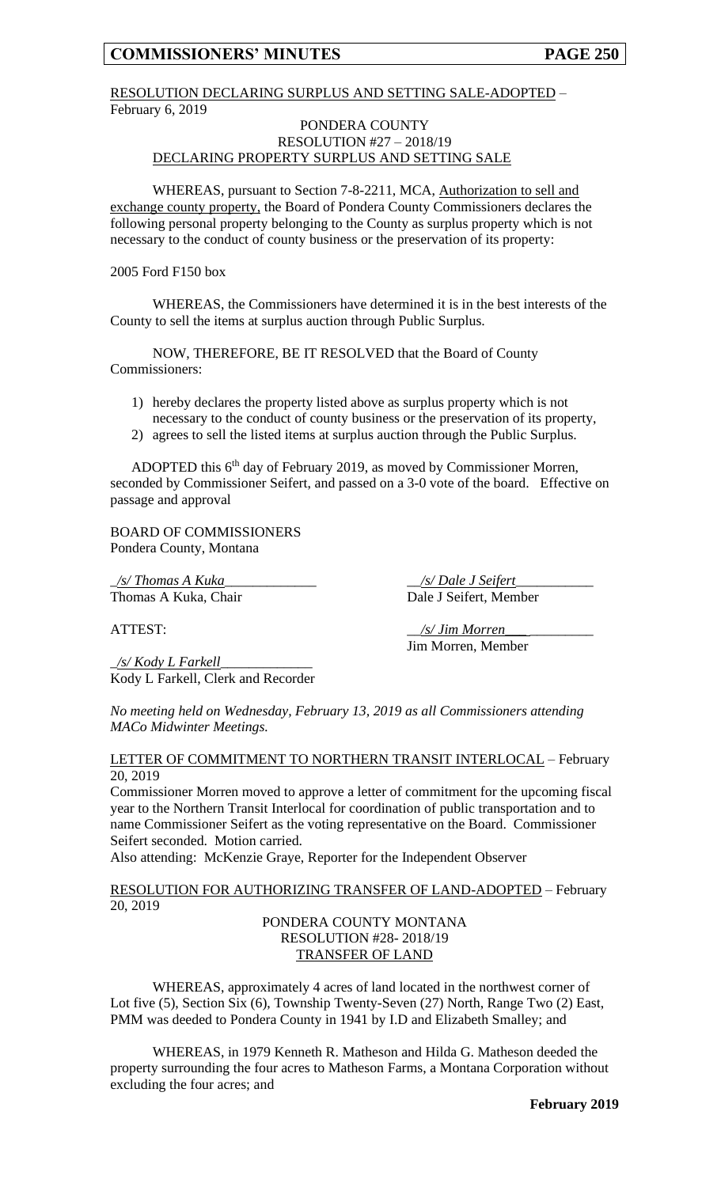RESOLUTION DECLARING SURPLUS AND SETTING SALE-ADOPTED – February 6, 2019

PONDERA COUNTY
RESOLUTION #27 – 2018/19
DECLARING PROPERTY SURPLUS AND SETTING SALE

WHEREAS, pursuant to Section 7-8-2211, MCA, Authorization to sell and exchange county property, the Board of Pondera County Commissioners declares the following personal property belonging to the County as surplus property which is not necessary to the conduct of county business or the preservation of its property:

2005 Ford F150 box

WHEREAS, the Commissioners have determined it is in the best interests of the County to sell the items at surplus auction through Public Surplus.

NOW, THEREFORE, BE IT RESOLVED that the Board of County Commissioners:

1) hereby declares the property listed above as surplus property which is not necessary to the conduct of county business or the preservation of its property,
2) agrees to sell the listed items at surplus auction through the Public Surplus.

ADOPTED this 6th day of February 2019, as moved by Commissioner Morren, seconded by Commissioner Seifert, and passed on a 3-0 vote of the board. Effective on passage and approval

BOARD OF COMMISSIONERS
Pondera County, Montana

_/s/ Thomas A Kuka_
Thomas A Kuka, Chair

_/s/ Dale J Seifert_
Dale J Seifert, Member

ATTEST:

_/s/ Jim Morren_
Jim Morren, Member

_/s/ Kody L Farkell_
Kody L Farkell, Clerk and Recorder

*No meeting held on Wednesday, February 13, 2019 as all Commissioners attending MACo Midwinter Meetings.*

LETTER OF COMMITMENT TO NORTHERN TRANSIT INTERLOCAL – February 20, 2019

Commissioner Morren moved to approve a letter of commitment for the upcoming fiscal year to the Northern Transit Interlocal for coordination of public transportation and to name Commissioner Seifert as the voting representative on the Board. Commissioner Seifert seconded. Motion carried.

Also attending: McKenzie Graye, Reporter for the Independent Observer

RESOLUTION FOR AUTHORIZING TRANSFER OF LAND-ADOPTED – February 20, 2019

PONDERA COUNTY MONTANA
RESOLUTION #28- 2018/19
TRANSFER OF LAND

WHEREAS, approximately 4 acres of land located in the northwest corner of Lot five (5), Section Six (6), Township Twenty-Seven (27) North, Range Two (2) East, PMM was deeded to Pondera County in 1941 by I.D and Elizabeth Smalley; and

WHEREAS, in 1979 Kenneth R. Matheson and Hilda G. Matheson deeded the property surrounding the four acres to Matheson Farms, a Montana Corporation without excluding the four acres; and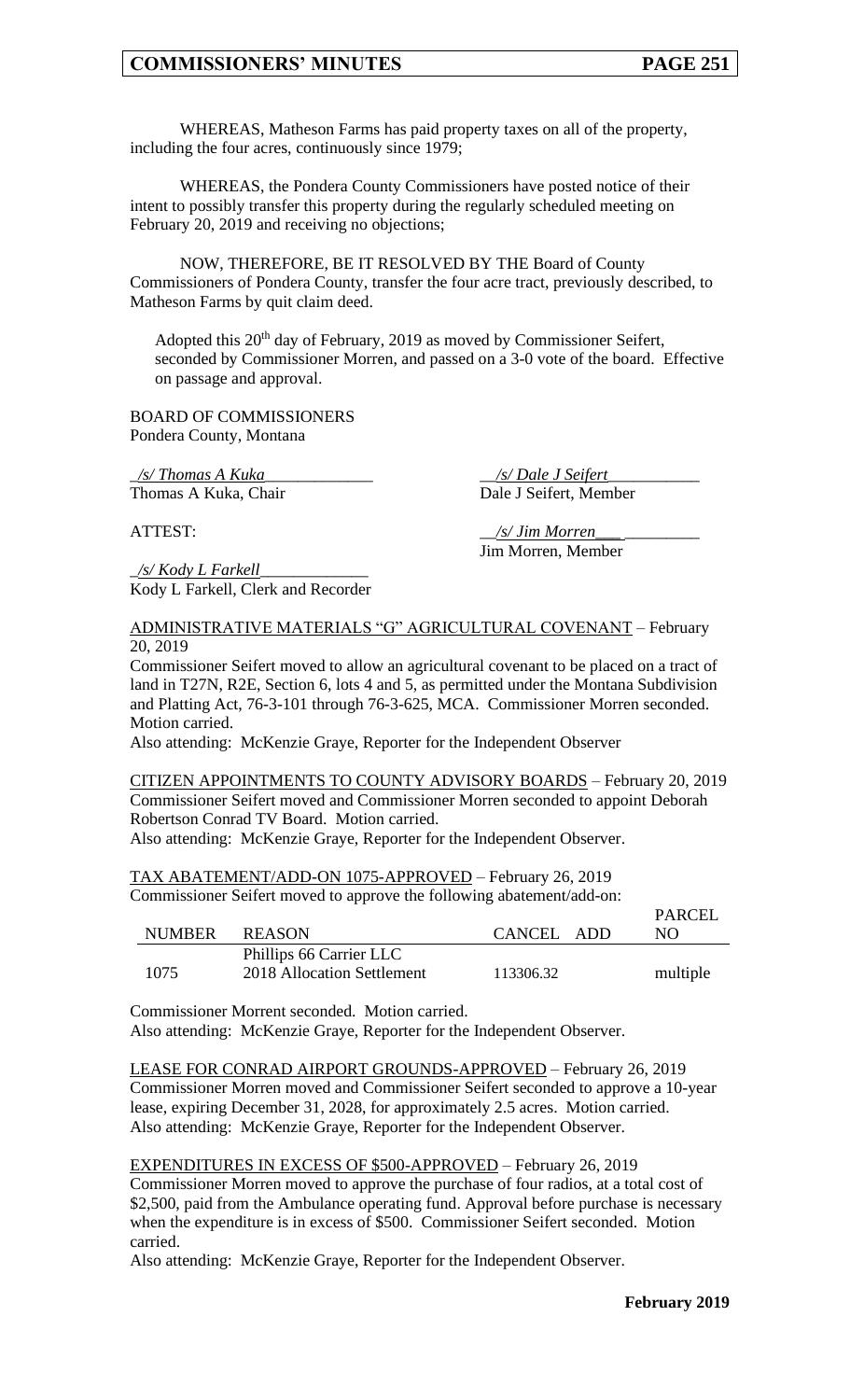WHEREAS, Matheson Farms has paid property taxes on all of the property, including the four acres, continuously since 1979;

WHEREAS, the Pondera County Commissioners have posted notice of their intent to possibly transfer this property during the regularly scheduled meeting on February 20, 2019 and receiving no objections;

NOW, THEREFORE, BE IT RESOLVED BY THE Board of County Commissioners of Pondera County, transfer the four acre tract, previously described, to Matheson Farms by quit claim deed.

Adopted this 20th day of February, 2019 as moved by Commissioner Seifert, seconded by Commissioner Morren, and passed on a 3-0 vote of the board. Effective on passage and approval.

BOARD OF COMMISSIONERS
Pondera County, Montana

_/s/ Thomas A Kuka_
Thomas A Kuka, Chair

_/s/ Dale J Seifert_
Dale J Seifert, Member

ATTEST:

_/s/ Jim Morren_
Jim Morren, Member

_/s/ Kody L Farkell_
Kody L Farkell, Clerk and Recorder

ADMINISTRATIVE MATERIALS "G" AGRICULTURAL COVENANT – February 20, 2019

Commissioner Seifert moved to allow an agricultural covenant to be placed on a tract of land in T27N, R2E, Section 6, lots 4 and 5, as permitted under the Montana Subdivision and Platting Act, 76-3-101 through 76-3-625, MCA. Commissioner Morren seconded. Motion carried.

Also attending: McKenzie Graye, Reporter for the Independent Observer

CITIZEN APPOINTMENTS TO COUNTY ADVISORY BOARDS – February 20, 2019

Commissioner Seifert moved and Commissioner Morren seconded to appoint Deborah Robertson Conrad TV Board. Motion carried.

Also attending: McKenzie Graye, Reporter for the Independent Observer.

TAX ABATEMENT/ADD-ON 1075-APPROVED – February 26, 2019

Commissioner Seifert moved to approve the following abatement/add-on:

| NUMBER | REASON | CANCEL | ADD | PARCEL NO |
|---|---|---|---|---|
| 1075 | Phillips 66 Carrier LLC 2018 Allocation Settlement | 113306.32 | | multiple |

Commissioner Morrent seconded. Motion carried.

Also attending: McKenzie Graye, Reporter for the Independent Observer.

LEASE FOR CONRAD AIRPORT GROUNDS-APPROVED – February 26, 2019

Commissioner Morren moved and Commissioner Seifert seconded to approve a 10-year lease, expiring December 31, 2028, for approximately 2.5 acres. Motion carried.

Also attending: McKenzie Graye, Reporter for the Independent Observer.

EXPENDITURES IN EXCESS OF $500-APPROVED – February 26, 2019

Commissioner Morren moved to approve the purchase of four radios, at a total cost of $2,500, paid from the Ambulance operating fund. Approval before purchase is necessary when the expenditure is in excess of $500. Commissioner Seifert seconded. Motion carried.

Also attending: McKenzie Graye, Reporter for the Independent Observer.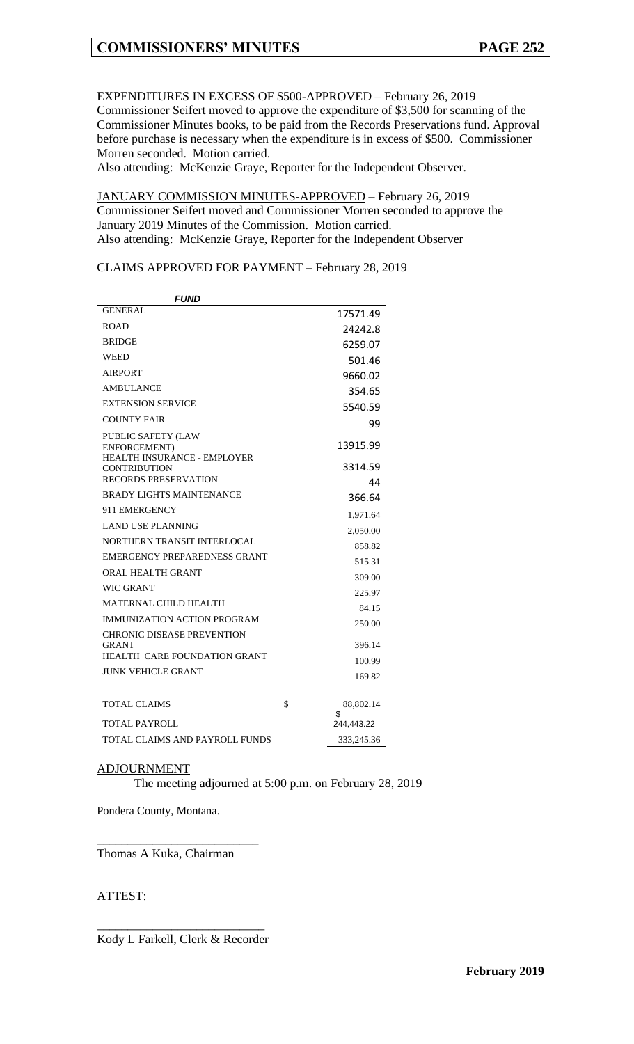EXPENDITURES IN EXCESS OF $500-APPROVED – February 26, 2019

Commissioner Seifert moved to approve the expenditure of $3,500 for scanning of the Commissioner Minutes books, to be paid from the Records Preservations fund. Approval before purchase is necessary when the expenditure is in excess of $500. Commissioner Morren seconded. Motion carried.

Also attending: McKenzie Graye, Reporter for the Independent Observer.

JANUARY COMMISSION MINUTES-APPROVED – February 26, 2019

Commissioner Seifert moved and Commissioner Morren seconded to approve the January 2019 Minutes of the Commission. Motion carried.

Also attending: McKenzie Graye, Reporter for the Independent Observer

CLAIMS APPROVED FOR PAYMENT – February 28, 2019

| *FUND* | | |
|---|---|---|
| GENERAL | | 17571.49 |
| ROAD | | 24242.8 |
| BRIDGE | | 6259.07 |
| WEED | | 501.46 |
| AIRPORT | | 9660.02 |
| AMBULANCE | | 354.65 |
| EXTENSION SERVICE | | 5540.59 |
| COUNTY FAIR | | 99 |
| PUBLIC SAFETY (LAW ENFORCEMENT) | | 13915.99 |
| HEALTH INSURANCE - EMPLOYER CONTRIBUTION | | 3314.59 |
| RECORDS PRESERVATION | | 44 |
| BRADY LIGHTS MAINTENANCE | | 366.64 |
| 911 EMERGENCY | | 1,971.64 |
| LAND USE PLANNING | | 2,050.00 |
| NORTHERN TRANSIT INTERLOCAL | | 858.82 |
| EMERGENCY PREPAREDNESS GRANT | | 515.31 |
| ORAL HEALTH GRANT | | 309.00 |
| WIC GRANT | | 225.97 |
| MATERNAL CHILD HEALTH | | 84.15 |
| IMMUNIZATION ACTION PROGRAM | | 250.00 |
| CHRONIC DISEASE PREVENTION GRANT | | 396.14 |
| HEALTH CARE FOUNDATION GRANT | | 100.99 |
| JUNK VEHICLE GRANT | | 169.82 |
| TOTAL CLAIMS | $ | 88,802.14 |
| TOTAL PAYROLL | | $ 244,443.22 |
| TOTAL CLAIMS AND PAYROLL FUNDS | | 333,245.36 |

ADJOURNMENT

The meeting adjourned at 5:00 p.m. on February 28, 2019

Pondera County, Montana.

\_\_\_\_\_\_\_\_\_\_\_\_\_\_\_\_\_\_\_\_\_\_\_\_\_\_

Thomas A Kuka, Chairman

ATTEST:

\_\_\_\_\_\_\_\_\_\_\_\_\_\_\_\_\_\_\_\_\_\_\_\_\_\_

Kody L Farkell, Clerk & Recorder